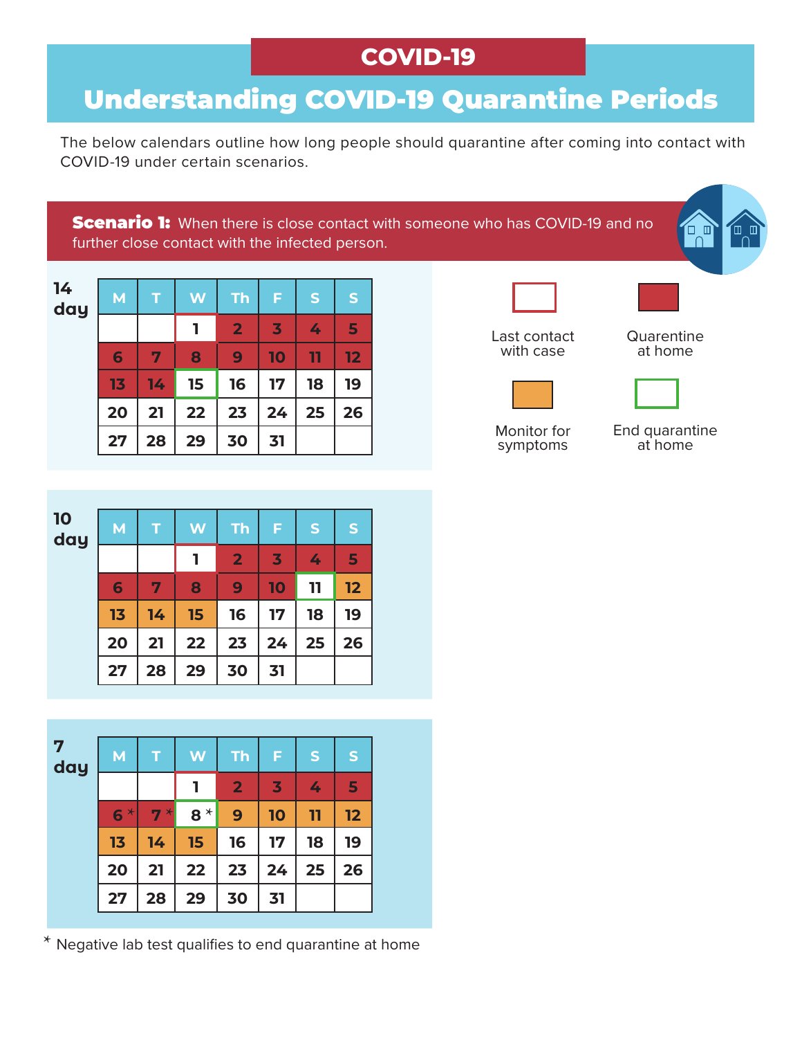COVID-19

# Understanding COVID-19 Quarantine Periods

The below calendars outline how long people should quarantine after coming into contact with COVID-19 under certain scenarios.

## Scenario 1: When there is close contact with someone who has COVID-19 and no further close contact with the infected person.

### 14 day

| M | T | W | Th | F | S | S |
|---|---|---|---|---|---|---|
| | | 1 | 2 | 3 | 4 | 5 |
| 6 | 7 | 8 | 9 | 10 | 11 | 12 |
| 13 | 14 | 15 | 16 | 17 | 18 | 19 |
| 20 | 21 | 22 | 23 | 24 | 25 | 26 |
| 27 | 28 | 29 | 30 | 31 | | |

### 10 day

| M | T | W | Th | F | S | S |
|---|---|---|---|---|---|---|
| | | 1 | 2 | 3 | 4 | 5 |
| 6 | 7 | 8 | 9 | 10 | 11 | 12 |
| 13 | 14 | 15 | 16 | 17 | 18 | 19 |
| 20 | 21 | 22 | 23 | 24 | 25 | 26 |
| 27 | 28 | 29 | 30 | 31 | | |

### 7 day

| M | T | W | Th | F | S | S |
|---|---|---|---|---|---|---|
| | | 1 | 2 | 3 | 4 | 5 |
| 6* | 7* | 8* | 9 | 10 | 11 | 12 |
| 13 | 14 | 15 | 16 | 17 | 18 | 19 |
| 20 | 21 | 22 | 23 | 24 | 25 | 26 |
| 27 | 28 | 29 | 30 | 31 | | |

\* Negative lab test qualifies to end quarantine at home

Last contact with case

Quarentine at home

Monitor for symptoms

End quarantine at home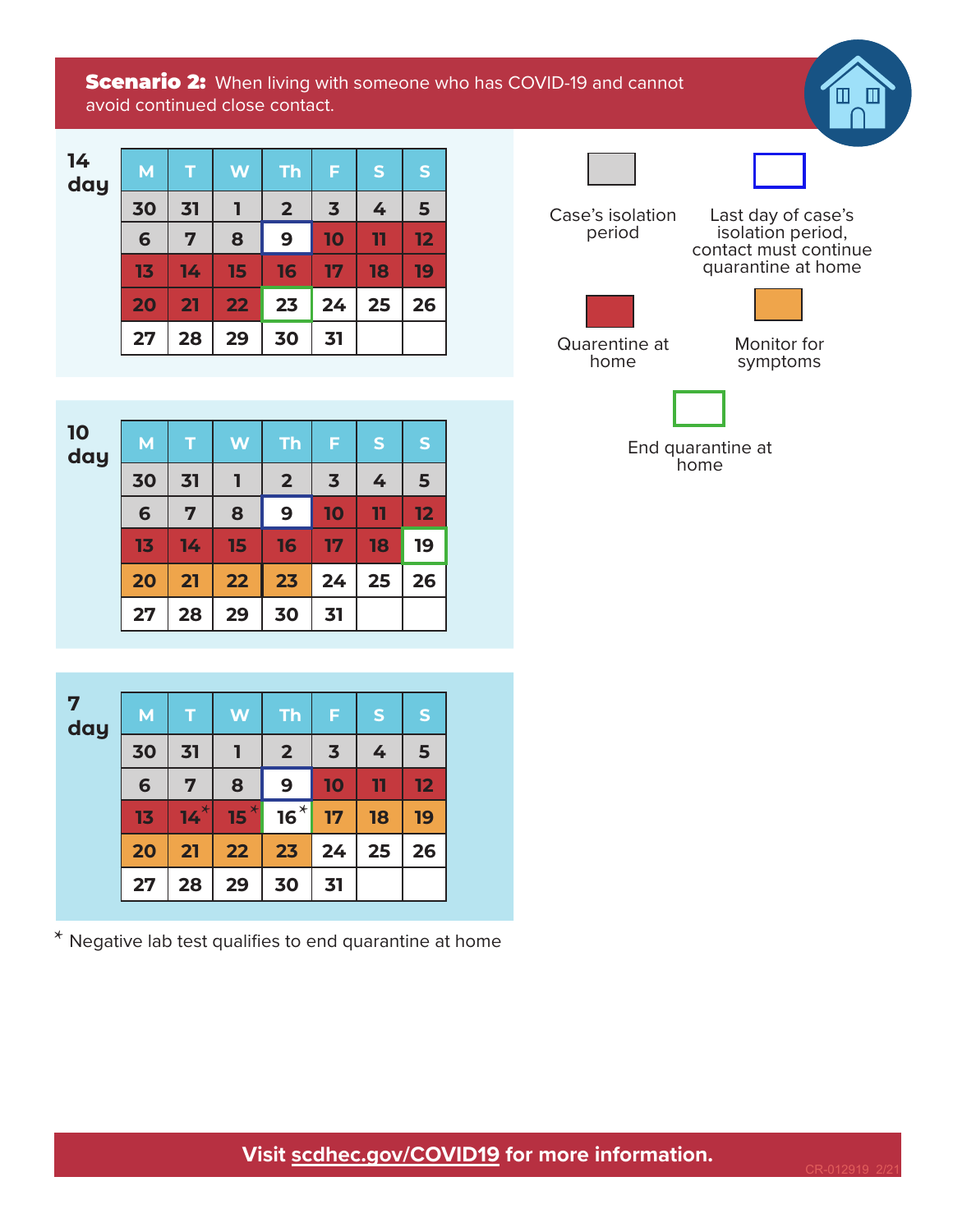**Scenario 2:** When living with someone who has COVID-19 and cannot avoid continued close contact.

14 day

| M | T | W | Th | F | S | S |
|---|---|---|---|---|---|---|
| 30 | 31 | 1 | 2 | 3 | 4 | 5 |
| 6 | 7 | 8 | 9 | 10 | 11 | 12 |
| 13 | 14 | 15 | 16 | 17 | 18 | 19 |
| 20 | 21 | 22 | 23 | 24 | 25 | 26 |
| 27 | 28 | 29 | 30 | 31 | | |

10 day

| M | T | W | Th | F | S | S |
|---|---|---|---|---|---|---|
| 30 | 31 | 1 | 2 | 3 | 4 | 5 |
| 6 | 7 | 8 | 9 | 10 | 11 | 12 |
| 13 | 14 | 15 | 16 | 17 | 18 | 19 |
| 20 | 21 | 22 | 23 | 24 | 25 | 26 |
| 27 | 28 | 29 | 30 | 31 | | |

7 day

| M | T | W | Th | F | S | S |
|---|---|---|---|---|---|---|
| 30 | 31 | 1 | 2 | 3 | 4 | 5 |
| 6 | 7 | 8 | 9 | 10 | 11 | 12 |
| 13 | 14* | 15* | 16* | 17 | 18 | 19 |
| 20 | 21 | 22 | 23 | 24 | 25 | 26 |
| 27 | 28 | 29 | 30 | 31 | | |

* Negative lab test qualifies to end quarantine at home

Case's isolation period

Last day of case's isolation period, contact must continue quarantine at home

Quarentine at home

Monitor for symptoms

End quarantine at home

Visit scdhec.gov/COVID19 for more information.

CR-012919 2/21